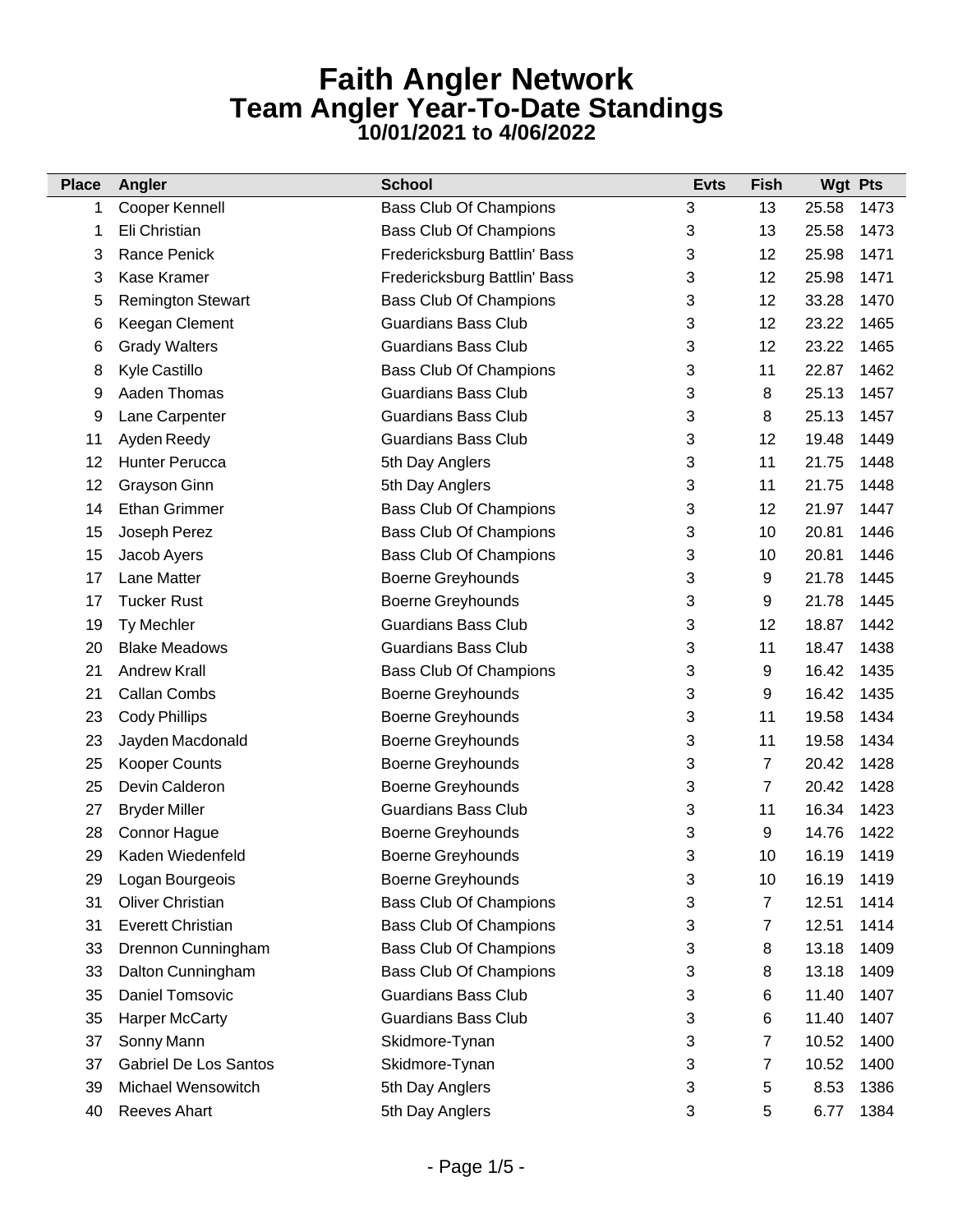# Faith Angler Network
## Team Angler Year-To-Date Standings
### 10/01/2021 to 4/06/2022

| Place | Angler | School | Evts | Fish | Wgt | Pts |
|---|---|---|---|---|---|---|
| 1 | Cooper Kennell | Bass Club Of Champions | 3 | 13 | 25.58 | 1473 |
| 1 | Eli Christian | Bass Club Of Champions | 3 | 13 | 25.58 | 1473 |
| 3 | Rance Penick | Fredericksburg Battlin' Bass | 3 | 12 | 25.98 | 1471 |
| 3 | Kase Kramer | Fredericksburg Battlin' Bass | 3 | 12 | 25.98 | 1471 |
| 5 | Remington Stewart | Bass Club Of Champions | 3 | 12 | 33.28 | 1470 |
| 6 | Keegan Clement | Guardians Bass Club | 3 | 12 | 23.22 | 1465 |
| 6 | Grady Walters | Guardians Bass Club | 3 | 12 | 23.22 | 1465 |
| 8 | Kyle Castillo | Bass Club Of Champions | 3 | 11 | 22.87 | 1462 |
| 9 | Aaden Thomas | Guardians Bass Club | 3 | 8 | 25.13 | 1457 |
| 9 | Lane Carpenter | Guardians Bass Club | 3 | 8 | 25.13 | 1457 |
| 11 | Ayden Reedy | Guardians Bass Club | 3 | 12 | 19.48 | 1449 |
| 12 | Hunter Perucca | 5th Day Anglers | 3 | 11 | 21.75 | 1448 |
| 12 | Grayson Ginn | 5th Day Anglers | 3 | 11 | 21.75 | 1448 |
| 14 | Ethan Grimmer | Bass Club Of Champions | 3 | 12 | 21.97 | 1447 |
| 15 | Joseph Perez | Bass Club Of Champions | 3 | 10 | 20.81 | 1446 |
| 15 | Jacob Ayers | Bass Club Of Champions | 3 | 10 | 20.81 | 1446 |
| 17 | Lane Matter | Boerne Greyhounds | 3 | 9 | 21.78 | 1445 |
| 17 | Tucker Rust | Boerne Greyhounds | 3 | 9 | 21.78 | 1445 |
| 19 | Ty Mechler | Guardians Bass Club | 3 | 12 | 18.87 | 1442 |
| 20 | Blake Meadows | Guardians Bass Club | 3 | 11 | 18.47 | 1438 |
| 21 | Andrew Krall | Bass Club Of Champions | 3 | 9 | 16.42 | 1435 |
| 21 | Callan Combs | Boerne Greyhounds | 3 | 9 | 16.42 | 1435 |
| 23 | Cody Phillips | Boerne Greyhounds | 3 | 11 | 19.58 | 1434 |
| 23 | Jayden Macdonald | Boerne Greyhounds | 3 | 11 | 19.58 | 1434 |
| 25 | Kooper Counts | Boerne Greyhounds | 3 | 7 | 20.42 | 1428 |
| 25 | Devin Calderon | Boerne Greyhounds | 3 | 7 | 20.42 | 1428 |
| 27 | Bryder Miller | Guardians Bass Club | 3 | 11 | 16.34 | 1423 |
| 28 | Connor Hague | Boerne Greyhounds | 3 | 9 | 14.76 | 1422 |
| 29 | Kaden Wiedenfeld | Boerne Greyhounds | 3 | 10 | 16.19 | 1419 |
| 29 | Logan Bourgeois | Boerne Greyhounds | 3 | 10 | 16.19 | 1419 |
| 31 | Oliver Christian | Bass Club Of Champions | 3 | 7 | 12.51 | 1414 |
| 31 | Everett Christian | Bass Club Of Champions | 3 | 7 | 12.51 | 1414 |
| 33 | Drennon Cunningham | Bass Club Of Champions | 3 | 8 | 13.18 | 1409 |
| 33 | Dalton Cunningham | Bass Club Of Champions | 3 | 8 | 13.18 | 1409 |
| 35 | Daniel Tomsovic | Guardians Bass Club | 3 | 6 | 11.40 | 1407 |
| 35 | Harper McCarty | Guardians Bass Club | 3 | 6 | 11.40 | 1407 |
| 37 | Sonny Mann | Skidmore-Tynan | 3 | 7 | 10.52 | 1400 |
| 37 | Gabriel De Los Santos | Skidmore-Tynan | 3 | 7 | 10.52 | 1400 |
| 39 | Michael Wensowitch | 5th Day Anglers | 3 | 5 | 8.53 | 1386 |
| 40 | Reeves Ahart | 5th Day Anglers | 3 | 5 | 6.77 | 1384 |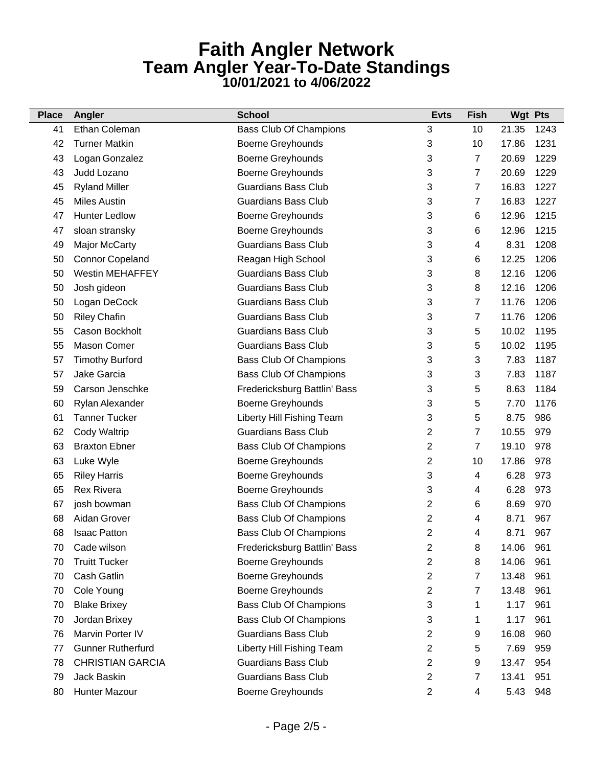# Faith Angler Network

## Team Angler Year-To-Date Standings

### 10/01/2021 to 4/06/2022

| Place | Angler | School | Evts | Fish | Wgt | Pts |
|---|---|---|---|---|---|---|
| 41 | Ethan Coleman | Bass Club Of Champions | 3 | 10 | 21.35 | 1243 |
| 42 | Turner Matkin | Boerne Greyhounds | 3 | 10 | 17.86 | 1231 |
| 43 | Logan Gonzalez | Boerne Greyhounds | 3 | 7 | 20.69 | 1229 |
| 43 | Judd Lozano | Boerne Greyhounds | 3 | 7 | 20.69 | 1229 |
| 45 | Ryland Miller | Guardians Bass Club | 3 | 7 | 16.83 | 1227 |
| 45 | Miles Austin | Guardians Bass Club | 3 | 7 | 16.83 | 1227 |
| 47 | Hunter Ledlow | Boerne Greyhounds | 3 | 6 | 12.96 | 1215 |
| 47 | sloan stransky | Boerne Greyhounds | 3 | 6 | 12.96 | 1215 |
| 49 | Major McCarty | Guardians Bass Club | 3 | 4 | 8.31 | 1208 |
| 50 | Connor Copeland | Reagan High School | 3 | 6 | 12.25 | 1206 |
| 50 | Westin MEHAFFEY | Guardians Bass Club | 3 | 8 | 12.16 | 1206 |
| 50 | Josh gideon | Guardians Bass Club | 3 | 8 | 12.16 | 1206 |
| 50 | Logan DeCock | Guardians Bass Club | 3 | 7 | 11.76 | 1206 |
| 50 | Riley Chafin | Guardians Bass Club | 3 | 7 | 11.76 | 1206 |
| 55 | Cason Bockholt | Guardians Bass Club | 3 | 5 | 10.02 | 1195 |
| 55 | Mason Comer | Guardians Bass Club | 3 | 5 | 10.02 | 1195 |
| 57 | Timothy Burford | Bass Club Of Champions | 3 | 3 | 7.83 | 1187 |
| 57 | Jake Garcia | Bass Club Of Champions | 3 | 3 | 7.83 | 1187 |
| 59 | Carson Jenschke | Fredericksburg Battlin' Bass | 3 | 5 | 8.63 | 1184 |
| 60 | Rylan Alexander | Boerne Greyhounds | 3 | 5 | 7.70 | 1176 |
| 61 | Tanner Tucker | Liberty Hill Fishing Team | 3 | 5 | 8.75 | 986 |
| 62 | Cody Waltrip | Guardians Bass Club | 2 | 7 | 10.55 | 979 |
| 63 | Braxton Ebner | Bass Club Of Champions | 2 | 7 | 19.10 | 978 |
| 63 | Luke Wyle | Boerne Greyhounds | 2 | 10 | 17.86 | 978 |
| 65 | Riley Harris | Boerne Greyhounds | 3 | 4 | 6.28 | 973 |
| 65 | Rex Rivera | Boerne Greyhounds | 3 | 4 | 6.28 | 973 |
| 67 | josh bowman | Bass Club Of Champions | 2 | 6 | 8.69 | 970 |
| 68 | Aidan Grover | Bass Club Of Champions | 2 | 4 | 8.71 | 967 |
| 68 | Isaac Patton | Bass Club Of Champions | 2 | 4 | 8.71 | 967 |
| 70 | Cade wilson | Fredericksburg Battlin' Bass | 2 | 8 | 14.06 | 961 |
| 70 | Truitt Tucker | Boerne Greyhounds | 2 | 8 | 14.06 | 961 |
| 70 | Cash Gatlin | Boerne Greyhounds | 2 | 7 | 13.48 | 961 |
| 70 | Cole Young | Boerne Greyhounds | 2 | 7 | 13.48 | 961 |
| 70 | Blake Brixey | Bass Club Of Champions | 3 | 1 | 1.17 | 961 |
| 70 | Jordan Brixey | Bass Club Of Champions | 3 | 1 | 1.17 | 961 |
| 76 | Marvin Porter IV | Guardians Bass Club | 2 | 9 | 16.08 | 960 |
| 77 | Gunner Rutherfurd | Liberty Hill Fishing Team | 2 | 5 | 7.69 | 959 |
| 78 | CHRISTIAN GARCIA | Guardians Bass Club | 2 | 9 | 13.47 | 954 |
| 79 | Jack Baskin | Guardians Bass Club | 2 | 7 | 13.41 | 951 |
| 80 | Hunter Mazour | Boerne Greyhounds | 2 | 4 | 5.43 | 948 |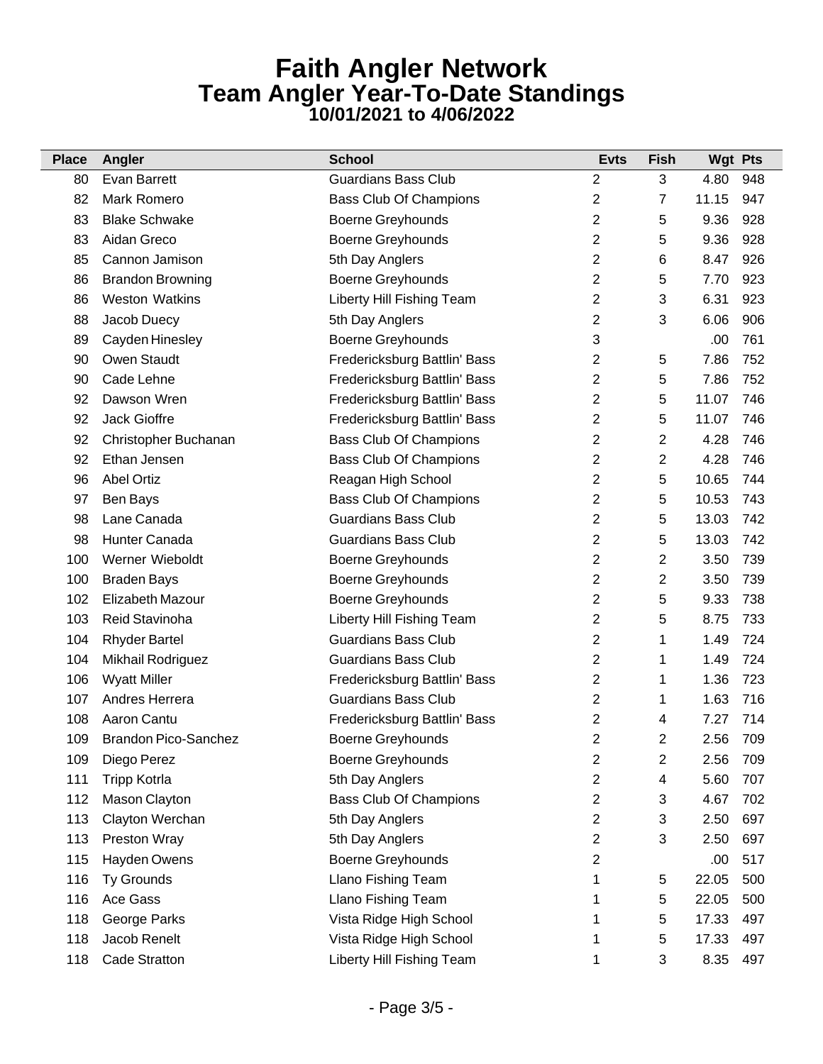# Faith Angler Network

## Team Angler Year-To-Date Standings

### 10/01/2021 to 4/06/2022

| Place | Angler | School | Evts | Fish | Wgt | Pts |
|---|---|---|---|---|---|---|
| 80 | Evan Barrett | Guardians Bass Club | 2 | 3 | 4.80 | 948 |
| 82 | Mark Romero | Bass Club Of Champions | 2 | 7 | 11.15 | 947 |
| 83 | Blake Schwake | Boerne Greyhounds | 2 | 5 | 9.36 | 928 |
| 83 | Aidan Greco | Boerne Greyhounds | 2 | 5 | 9.36 | 928 |
| 85 | Cannon Jamison | 5th Day Anglers | 2 | 6 | 8.47 | 926 |
| 86 | Brandon Browning | Boerne Greyhounds | 2 | 5 | 7.70 | 923 |
| 86 | Weston Watkins | Liberty Hill Fishing Team | 2 | 3 | 6.31 | 923 |
| 88 | Jacob Duecy | 5th Day Anglers | 2 | 3 | 6.06 | 906 |
| 89 | Cayden Hinesley | Boerne Greyhounds | 3 | | .00 | 761 |
| 90 | Owen Staudt | Fredericksburg Battlin' Bass | 2 | 5 | 7.86 | 752 |
| 90 | Cade Lehne | Fredericksburg Battlin' Bass | 2 | 5 | 7.86 | 752 |
| 92 | Dawson Wren | Fredericksburg Battlin' Bass | 2 | 5 | 11.07 | 746 |
| 92 | Jack Gioffre | Fredericksburg Battlin' Bass | 2 | 5 | 11.07 | 746 |
| 92 | Christopher Buchanan | Bass Club Of Champions | 2 | 2 | 4.28 | 746 |
| 92 | Ethan Jensen | Bass Club Of Champions | 2 | 2 | 4.28 | 746 |
| 96 | Abel Ortiz | Reagan High School | 2 | 5 | 10.65 | 744 |
| 97 | Ben Bays | Bass Club Of Champions | 2 | 5 | 10.53 | 743 |
| 98 | Lane Canada | Guardians Bass Club | 2 | 5 | 13.03 | 742 |
| 98 | Hunter Canada | Guardians Bass Club | 2 | 5 | 13.03 | 742 |
| 100 | Werner Wieboldt | Boerne Greyhounds | 2 | 2 | 3.50 | 739 |
| 100 | Braden Bays | Boerne Greyhounds | 2 | 2 | 3.50 | 739 |
| 102 | Elizabeth Mazour | Boerne Greyhounds | 2 | 5 | 9.33 | 738 |
| 103 | Reid Stavinoha | Liberty Hill Fishing Team | 2 | 5 | 8.75 | 733 |
| 104 | Rhyder Bartel | Guardians Bass Club | 2 | 1 | 1.49 | 724 |
| 104 | Mikhail Rodriguez | Guardians Bass Club | 2 | 1 | 1.49 | 724 |
| 106 | Wyatt Miller | Fredericksburg Battlin' Bass | 2 | 1 | 1.36 | 723 |
| 107 | Andres Herrera | Guardians Bass Club | 2 | 1 | 1.63 | 716 |
| 108 | Aaron Cantu | Fredericksburg Battlin' Bass | 2 | 4 | 7.27 | 714 |
| 109 | Brandon Pico-Sanchez | Boerne Greyhounds | 2 | 2 | 2.56 | 709 |
| 109 | Diego Perez | Boerne Greyhounds | 2 | 2 | 2.56 | 709 |
| 111 | Tripp Kotrla | 5th Day Anglers | 2 | 4 | 5.60 | 707 |
| 112 | Mason Clayton | Bass Club Of Champions | 2 | 3 | 4.67 | 702 |
| 113 | Clayton Werchan | 5th Day Anglers | 2 | 3 | 2.50 | 697 |
| 113 | Preston Wray | 5th Day Anglers | 2 | 3 | 2.50 | 697 |
| 115 | Hayden Owens | Boerne Greyhounds | 2 | | .00 | 517 |
| 116 | Ty Grounds | Llano Fishing Team | 1 | 5 | 22.05 | 500 |
| 116 | Ace Gass | Llano Fishing Team | 1 | 5 | 22.05 | 500 |
| 118 | George Parks | Vista Ridge High School | 1 | 5 | 17.33 | 497 |
| 118 | Jacob Renelt | Vista Ridge High School | 1 | 5 | 17.33 | 497 |
| 118 | Cade Stratton | Liberty Hill Fishing Team | 1 | 3 | 8.35 | 497 |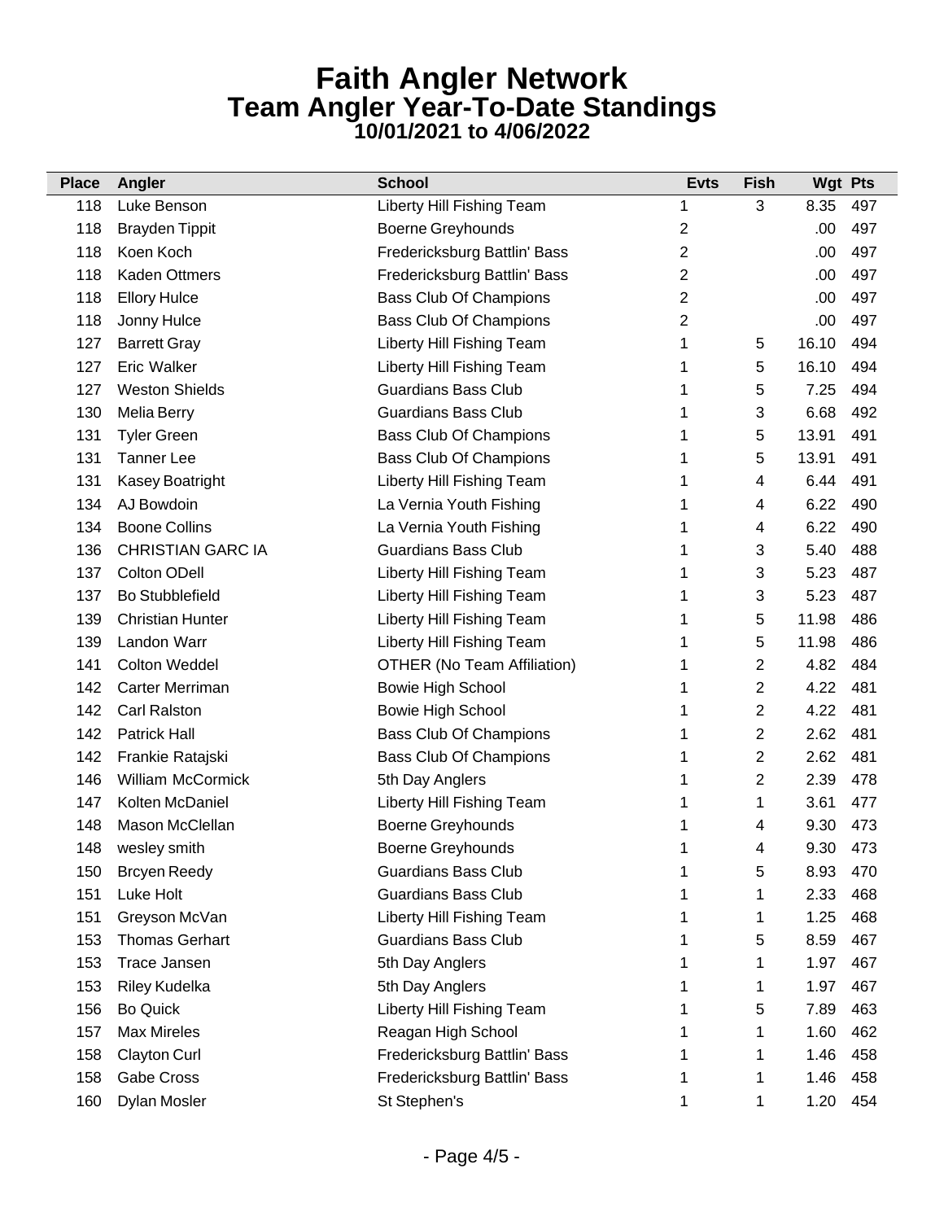# Faith Angler Network
## Team Angler Year-To-Date Standings
### 10/01/2021 to 4/06/2022

| Place | Angler | School | Evts | Fish | Wgt | Pts |
|---|---|---|---|---|---|---|
| 118 | Luke Benson | Liberty Hill Fishing Team | 1 | 3 | 8.35 | 497 |
| 118 | Brayden Tippit | Boerne Greyhounds | 2 | | .00 | 497 |
| 118 | Koen Koch | Fredericksburg Battlin' Bass | 2 | | .00 | 497 |
| 118 | Kaden Ottmers | Fredericksburg Battlin' Bass | 2 | | .00 | 497 |
| 118 | Ellory Hulce | Bass Club Of Champions | 2 | | .00 | 497 |
| 118 | Jonny Hulce | Bass Club Of Champions | 2 | | .00 | 497 |
| 127 | Barrett Gray | Liberty Hill Fishing Team | 1 | 5 | 16.10 | 494 |
| 127 | Eric Walker | Liberty Hill Fishing Team | 1 | 5 | 16.10 | 494 |
| 127 | Weston Shields | Guardians Bass Club | 1 | 5 | 7.25 | 494 |
| 130 | Melia Berry | Guardians Bass Club | 1 | 3 | 6.68 | 492 |
| 131 | Tyler Green | Bass Club Of Champions | 1 | 5 | 13.91 | 491 |
| 131 | Tanner Lee | Bass Club Of Champions | 1 | 5 | 13.91 | 491 |
| 131 | Kasey Boatright | Liberty Hill Fishing Team | 1 | 4 | 6.44 | 491 |
| 134 | AJ Bowdoin | La Vernia Youth Fishing | 1 | 4 | 6.22 | 490 |
| 134 | Boone Collins | La Vernia Youth Fishing | 1 | 4 | 6.22 | 490 |
| 136 | CHRISTIAN GARC IA | Guardians Bass Club | 1 | 3 | 5.40 | 488 |
| 137 | Colton ODell | Liberty Hill Fishing Team | 1 | 3 | 5.23 | 487 |
| 137 | Bo Stubblefield | Liberty Hill Fishing Team | 1 | 3 | 5.23 | 487 |
| 139 | Christian Hunter | Liberty Hill Fishing Team | 1 | 5 | 11.98 | 486 |
| 139 | Landon Warr | Liberty Hill Fishing Team | 1 | 5 | 11.98 | 486 |
| 141 | Colton Weddel | OTHER (No Team Affiliation) | 1 | 2 | 4.82 | 484 |
| 142 | Carter Merriman | Bowie High School | 1 | 2 | 4.22 | 481 |
| 142 | Carl Ralston | Bowie High School | 1 | 2 | 4.22 | 481 |
| 142 | Patrick Hall | Bass Club Of Champions | 1 | 2 | 2.62 | 481 |
| 142 | Frankie Ratajski | Bass Club Of Champions | 1 | 2 | 2.62 | 481 |
| 146 | William McCormick | 5th Day Anglers | 1 | 2 | 2.39 | 478 |
| 147 | Kolten McDaniel | Liberty Hill Fishing Team | 1 | 1 | 3.61 | 477 |
| 148 | Mason McClellan | Boerne Greyhounds | 1 | 4 | 9.30 | 473 |
| 148 | wesley smith | Boerne Greyhounds | 1 | 4 | 9.30 | 473 |
| 150 | Brcyen Reedy | Guardians Bass Club | 1 | 5 | 8.93 | 470 |
| 151 | Luke Holt | Guardians Bass Club | 1 | 1 | 2.33 | 468 |
| 151 | Greyson McVan | Liberty Hill Fishing Team | 1 | 1 | 1.25 | 468 |
| 153 | Thomas Gerhart | Guardians Bass Club | 1 | 5 | 8.59 | 467 |
| 153 | Trace Jansen | 5th Day Anglers | 1 | 1 | 1.97 | 467 |
| 153 | Riley Kudelka | 5th Day Anglers | 1 | 1 | 1.97 | 467 |
| 156 | Bo Quick | Liberty Hill Fishing Team | 1 | 5 | 7.89 | 463 |
| 157 | Max Mireles | Reagan High School | 1 | 1 | 1.60 | 462 |
| 158 | Clayton Curl | Fredericksburg Battlin' Bass | 1 | 1 | 1.46 | 458 |
| 158 | Gabe Cross | Fredericksburg Battlin' Bass | 1 | 1 | 1.46 | 458 |
| 160 | Dylan Mosler | St Stephen's | 1 | 1 | 1.20 | 454 |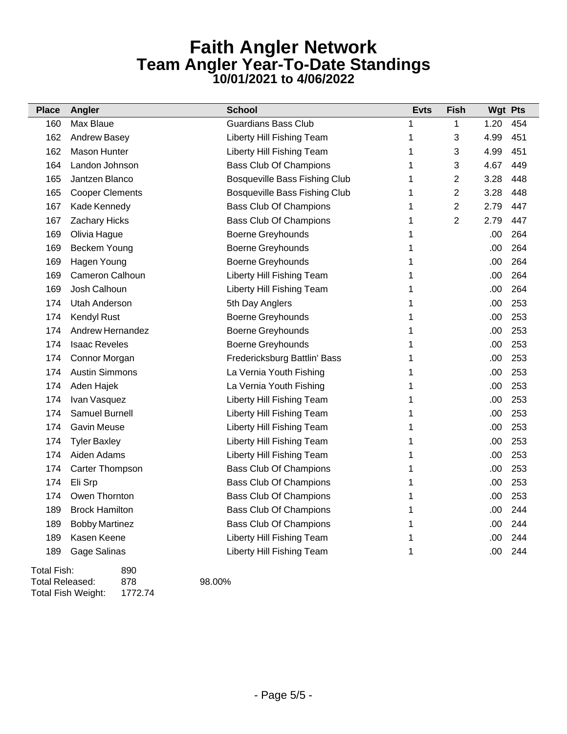# Faith Angler Network
## Team Angler Year-To-Date Standings
### 10/01/2021 to 4/06/2022

| Place | Angler | School | Evts | Fish | Wgt | Pts |
|---|---|---|---|---|---|---|
| 160 | Max Blaue | Guardians Bass Club | 1 | 1 | 1.20 | 454 |
| 162 | Andrew Basey | Liberty Hill Fishing Team | 1 | 3 | 4.99 | 451 |
| 162 | Mason Hunter | Liberty Hill Fishing Team | 1 | 3 | 4.99 | 451 |
| 164 | Landon Johnson | Bass Club Of Champions | 1 | 3 | 4.67 | 449 |
| 165 | Jantzen Blanco | Bosqueville Bass Fishing Club | 1 | 2 | 3.28 | 448 |
| 165 | Cooper Clements | Bosqueville Bass Fishing Club | 1 | 2 | 3.28 | 448 |
| 167 | Kade Kennedy | Bass Club Of Champions | 1 | 2 | 2.79 | 447 |
| 167 | Zachary Hicks | Bass Club Of Champions | 1 | 2 | 2.79 | 447 |
| 169 | Olivia Hague | Boerne Greyhounds | 1 | | .00 | 264 |
| 169 | Beckem Young | Boerne Greyhounds | 1 | | .00 | 264 |
| 169 | Hagen Young | Boerne Greyhounds | 1 | | .00 | 264 |
| 169 | Cameron Calhoun | Liberty Hill Fishing Team | 1 | | .00 | 264 |
| 169 | Josh Calhoun | Liberty Hill Fishing Team | 1 | | .00 | 264 |
| 174 | Utah Anderson | 5th Day Anglers | 1 | | .00 | 253 |
| 174 | Kendyl Rust | Boerne Greyhounds | 1 | | .00 | 253 |
| 174 | Andrew Hernandez | Boerne Greyhounds | 1 | | .00 | 253 |
| 174 | Isaac Reveles | Boerne Greyhounds | 1 | | .00 | 253 |
| 174 | Connor Morgan | Fredericksburg Battlin' Bass | 1 | | .00 | 253 |
| 174 | Austin Simmons | La Vernia Youth Fishing | 1 | | .00 | 253 |
| 174 | Aden Hajek | La Vernia Youth Fishing | 1 | | .00 | 253 |
| 174 | Ivan Vasquez | Liberty Hill Fishing Team | 1 | | .00 | 253 |
| 174 | Samuel Burnell | Liberty Hill Fishing Team | 1 | | .00 | 253 |
| 174 | Gavin Meuse | Liberty Hill Fishing Team | 1 | | .00 | 253 |
| 174 | Tyler Baxley | Liberty Hill Fishing Team | 1 | | .00 | 253 |
| 174 | Aiden Adams | Liberty Hill Fishing Team | 1 | | .00 | 253 |
| 174 | Carter Thompson | Bass Club Of Champions | 1 | | .00 | 253 |
| 174 | Eli Srp | Bass Club Of Champions | 1 | | .00 | 253 |
| 174 | Owen Thornton | Bass Club Of Champions | 1 | | .00 | 253 |
| 189 | Brock Hamilton | Bass Club Of Champions | 1 | | .00 | 244 |
| 189 | Bobby Martinez | Bass Club Of Champions | 1 | | .00 | 244 |
| 189 | Kasen Keene | Liberty Hill Fishing Team | 1 | | .00 | 244 |
| 189 | Gage Salinas | Liberty Hill Fishing Team | 1 | | .00 | 244 |

Total Fish: 890
Total Released: 878 98.00%
Total Fish Weight: 1772.74